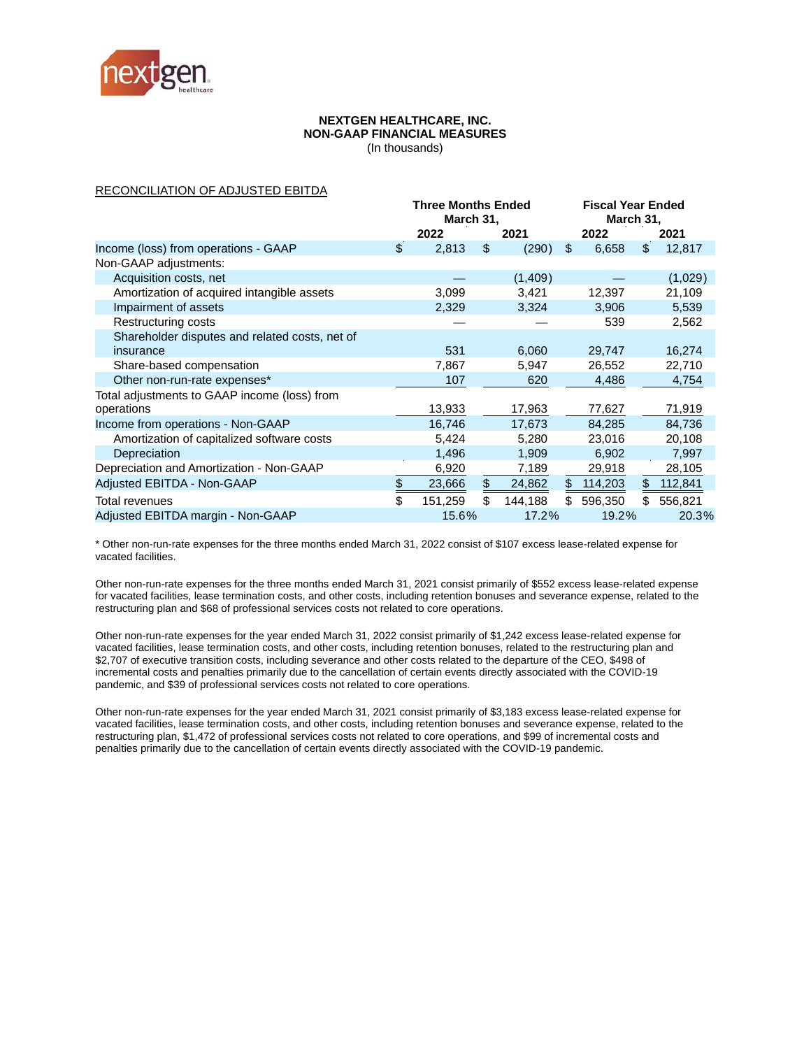**NEXTGEN HEALTHCARE, INC.**
**NON-GAAP FINANCIAL MEASURES**
(In thousands)

RECONCILIATION OF ADJUSTED EBITDA

| | Three Months Ended March 31, | | Fiscal Year Ended March 31, | |
|---|---|---|---|---|
| | 2022 | 2021 | 2022 | 2021 |
| Income (loss) from operations - GAAP | $ 2,813 | $ (290) | $ 6,658 | $ 12,817 |
| Non-GAAP adjustments: | | | | |
| Acquisition costs, net | — | (1,409) | — | (1,029) |
| Amortization of acquired intangible assets | 3,099 | 3,421 | 12,397 | 21,109 |
| Impairment of assets | 2,329 | 3,324 | 3,906 | 5,539 |
| Restructuring costs | — | — | 539 | 2,562 |
| Shareholder disputes and related costs, net of insurance | 531 | 6,060 | 29,747 | 16,274 |
| Share-based compensation | 7,867 | 5,947 | 26,552 | 22,710 |
| Other non-run-rate expenses* | 107 | 620 | 4,486 | 4,754 |
| Total adjustments to GAAP income (loss) from operations | 13,933 | 17,963 | 77,627 | 71,919 |
| Income from operations - Non-GAAP | 16,746 | 17,673 | 84,285 | 84,736 |
| Amortization of capitalized software costs | 5,424 | 5,280 | 23,016 | 20,108 |
| Depreciation | 1,496 | 1,909 | 6,902 | 7,997 |
| Depreciation and Amortization - Non-GAAP | 6,920 | 7,189 | 29,918 | 28,105 |
| Adjusted EBITDA - Non-GAAP | $ 23,666 | $ 24,862 | $ 114,203 | $ 112,841 |
| Total revenues | $ 151,259 | $ 144,188 | $ 596,350 | $ 556,821 |
| Adjusted EBITDA margin - Non-GAAP | 15.6% | 17.2% | 19.2% | 20.3% |

* Other non-run-rate expenses for the three months ended March 31, 2022 consist of $107 excess lease-related expense for vacated facilities.

Other non-run-rate expenses for the three months ended March 31, 2021 consist primarily of $552 excess lease-related expense for vacated facilities, lease termination costs, and other costs, including retention bonuses and severance expense, related to the restructuring plan and $68 of professional services costs not related to core operations.

Other non-run-rate expenses for the year ended March 31, 2022 consist primarily of $1,242 excess lease-related expense for vacated facilities, lease termination costs, and other costs, including retention bonuses, related to the restructuring plan and $2,707 of executive transition costs, including severance and other costs related to the departure of the CEO, $498 of incremental costs and penalties primarily due to the cancellation of certain events directly associated with the COVID-19 pandemic, and $39 of professional services costs not related to core operations.

Other non-run-rate expenses for the year ended March 31, 2021 consist primarily of $3,183 excess lease-related expense for vacated facilities, lease termination costs, and other costs, including retention bonuses and severance expense, related to the restructuring plan, $1,472 of professional services costs not related to core operations, and $99 of incremental costs and penalties primarily due to the cancellation of certain events directly associated with the COVID-19 pandemic.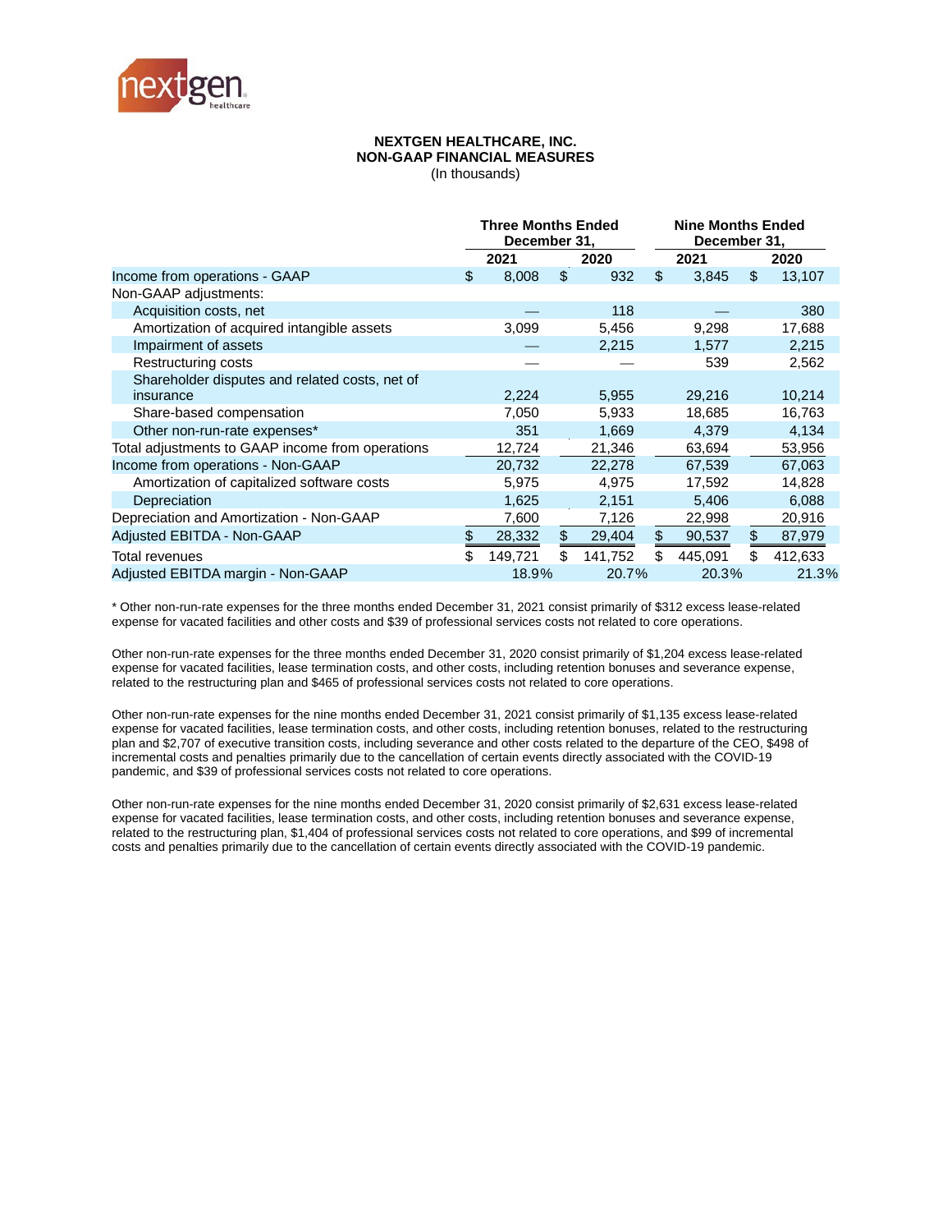# NEXTGEN HEALTHCARE, INC.
## NON-GAAP FINANCIAL MEASURES
(In thousands)

| | Three Months Ended December 31, | | Nine Months Ended December 31, | |
|---|---|---|---|---|
| | 2021 | 2020 | 2021 | 2020 |
| Income from operations - GAAP | $ 8,008 | $ 932 | $ 3,845 | $ 13,107 |
| Non-GAAP adjustments: | | | | |
| Acquisition costs, net | — | 118 | — | 380 |
| Amortization of acquired intangible assets | 3,099 | 5,456 | 9,298 | 17,688 |
| Impairment of assets | — | 2,215 | 1,577 | 2,215 |
| Restructuring costs | — | — | 539 | 2,562 |
| Shareholder disputes and related costs, net of insurance | 2,224 | 5,955 | 29,216 | 10,214 |
| Share-based compensation | 7,050 | 5,933 | 18,685 | 16,763 |
| Other non-run-rate expenses* | 351 | 1,669 | 4,379 | 4,134 |
| Total adjustments to GAAP income from operations | 12,724 | 21,346 | 63,694 | 53,956 |
| Income from operations - Non-GAAP | 20,732 | 22,278 | 67,539 | 67,063 |
| Amortization of capitalized software costs | 5,975 | 4,975 | 17,592 | 14,828 |
| Depreciation | 1,625 | 2,151 | 5,406 | 6,088 |
| Depreciation and Amortization - Non-GAAP | 7,600 | 7,126 | 22,998 | 20,916 |
| Adjusted EBITDA - Non-GAAP | $ 28,332 | $ 29,404 | $ 90,537 | $ 87,979 |
| Total revenues | $ 149,721 | $ 141,752 | $ 445,091 | $ 412,633 |
| Adjusted EBITDA margin - Non-GAAP | 18.9% | 20.7% | 20.3% | 21.3% |

* Other non-run-rate expenses for the three months ended December 31, 2021 consist primarily of $312 excess lease-related expense for vacated facilities and other costs and $39 of professional services costs not related to core operations.

Other non-run-rate expenses for the three months ended December 31, 2020 consist primarily of $1,204 excess lease-related expense for vacated facilities, lease termination costs, and other costs, including retention bonuses and severance expense, related to the restructuring plan and $465 of professional services costs not related to core operations.

Other non-run-rate expenses for the nine months ended December 31, 2021 consist primarily of $1,135 excess lease-related expense for vacated facilities, lease termination costs, and other costs, including retention bonuses, related to the restructuring plan and $2,707 of executive transition costs, including severance and other costs related to the departure of the CEO, $498 of incremental costs and penalties primarily due to the cancellation of certain events directly associated with the COVID-19 pandemic, and $39 of professional services costs not related to core operations.

Other non-run-rate expenses for the nine months ended December 31, 2020 consist primarily of $2,631 excess lease-related expense for vacated facilities, lease termination costs, and other costs, including retention bonuses and severance expense, related to the restructuring plan, $1,404 of professional services costs not related to core operations, and $99 of incremental costs and penalties primarily due to the cancellation of certain events directly associated with the COVID-19 pandemic.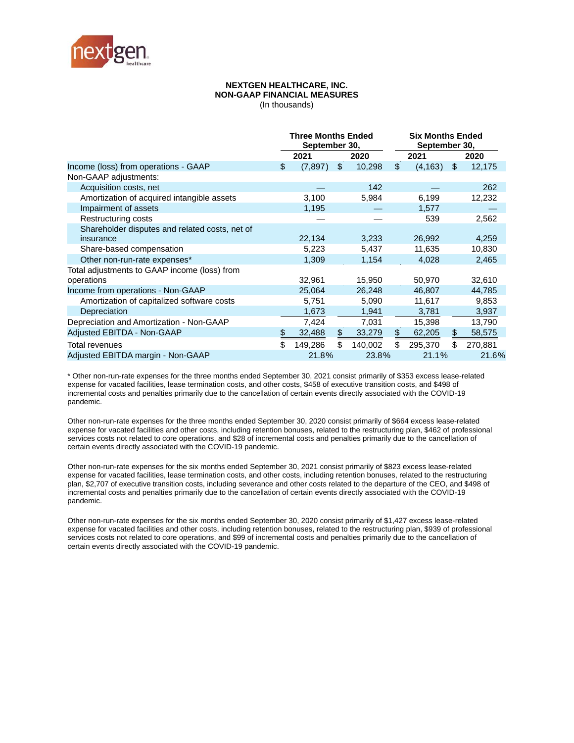**NEXTGEN HEALTHCARE, INC.**
**NON-GAAP FINANCIAL MEASURES**
(In thousands)

| | Three Months Ended September 30, | | Six Months Ended September 30, | |
|---|---|---|---|---|
| | **2021** | **2020** | **2021** | **2020** |
| Income (loss) from operations - GAAP | $ (7,897) | $ 10,298 | $ (4,163) | $ 12,175 |
| Non-GAAP adjustments: | | | | |
| Acquisition costs, net | — | 142 | — | 262 |
| Amortization of acquired intangible assets | 3,100 | 5,984 | 6,199 | 12,232 |
| Impairment of assets | 1,195 | — | 1,577 | — |
| Restructuring costs | — | — | 539 | 2,562 |
| Shareholder disputes and related costs, net of insurance | 22,134 | 3,233 | 26,992 | 4,259 |
| Share-based compensation | 5,223 | 5,437 | 11,635 | 10,830 |
| Other non-run-rate expenses* | 1,309 | 1,154 | 4,028 | 2,465 |
| Total adjustments to GAAP income (loss) from operations | 32,961 | 15,950 | 50,970 | 32,610 |
| Income from operations - Non-GAAP | 25,064 | 26,248 | 46,807 | 44,785 |
| Amortization of capitalized software costs | 5,751 | 5,090 | 11,617 | 9,853 |
| Depreciation | 1,673 | 1,941 | 3,781 | 3,937 |
| Depreciation and Amortization - Non-GAAP | 7,424 | 7,031 | 15,398 | 13,790 |
| Adjusted EBITDA - Non-GAAP | $ 32,488 | $ 33,279 | $ 62,205 | $ 58,575 |
| Total revenues | $ 149,286 | $ 140,002 | $ 295,370 | $ 270,881 |
| Adjusted EBITDA margin - Non-GAAP | 21.8% | 23.8% | 21.1% | 21.6% |

* Other non-run-rate expenses for the three months ended September 30, 2021 consist primarily of $353 excess lease-related expense for vacated facilities, lease termination costs, and other costs, $458 of executive transition costs, and $498 of incremental costs and penalties primarily due to the cancellation of certain events directly associated with the COVID-19 pandemic.

Other non-run-rate expenses for the three months ended September 30, 2020 consist primarily of $664 excess lease-related expense for vacated facilities and other costs, including retention bonuses, related to the restructuring plan, $462 of professional services costs not related to core operations, and $28 of incremental costs and penalties primarily due to the cancellation of certain events directly associated with the COVID-19 pandemic.

Other non-run-rate expenses for the six months ended September 30, 2021 consist primarily of $823 excess lease-related expense for vacated facilities, lease termination costs, and other costs, including retention bonuses, related to the restructuring plan, $2,707 of executive transition costs, including severance and other costs related to the departure of the CEO, and $498 of incremental costs and penalties primarily due to the cancellation of certain events directly associated with the COVID-19 pandemic.

Other non-run-rate expenses for the six months ended September 30, 2020 consist primarily of $1,427 excess lease-related expense for vacated facilities and other costs, including retention bonuses, related to the restructuring plan, $939 of professional services costs not related to core operations, and $99 of incremental costs and penalties primarily due to the cancellation of certain events directly associated with the COVID-19 pandemic.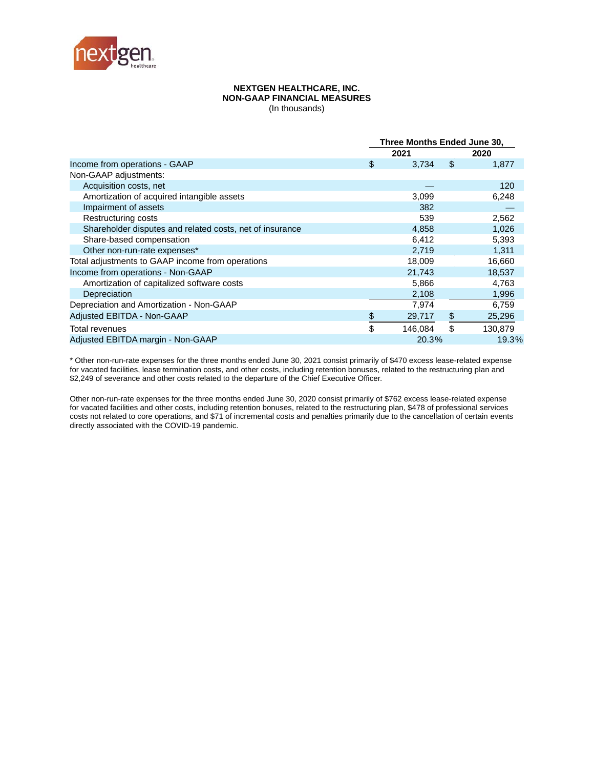**NEXTGEN HEALTHCARE, INC.**
**NON-GAAP FINANCIAL MEASURES**
(In thousands)

| | Three Months Ended June 30, 2021 | Three Months Ended June 30, 2020 |
|---|---|---|
| Income from operations - GAAP | $ 3,734 | $ 1,877 |
| Non-GAAP adjustments: | | |
| Acquisition costs, net | — | 120 |
| Amortization of acquired intangible assets | 3,099 | 6,248 |
| Impairment of assets | 382 | — |
| Restructuring costs | 539 | 2,562 |
| Shareholder disputes and related costs, net of insurance | 4,858 | 1,026 |
| Share-based compensation | 6,412 | 5,393 |
| Other non-run-rate expenses* | 2,719 | 1,311 |
| Total adjustments to GAAP income from operations | 18,009 | 16,660 |
| Income from operations - Non-GAAP | 21,743 | 18,537 |
| Amortization of capitalized software costs | 5,866 | 4,763 |
| Depreciation | 2,108 | 1,996 |
| Depreciation and Amortization - Non-GAAP | 7,974 | 6,759 |
| Adjusted EBITDA - Non-GAAP | $ 29,717 | $ 25,296 |
| Total revenues | $ 146,084 | $ 130,879 |
| Adjusted EBITDA margin - Non-GAAP | 20.3% | 19.3% |

* Other non-run-rate expenses for the three months ended June 30, 2021 consist primarily of $470 excess lease-related expense for vacated facilities, lease termination costs, and other costs, including retention bonuses, related to the restructuring plan and $2,249 of severance and other costs related to the departure of the Chief Executive Officer.

Other non-run-rate expenses for the three months ended June 30, 2020 consist primarily of $762 excess lease-related expense for vacated facilities and other costs, including retention bonuses, related to the restructuring plan, $478 of professional services costs not related to core operations, and $71 of incremental costs and penalties primarily due to the cancellation of certain events directly associated with the COVID-19 pandemic.